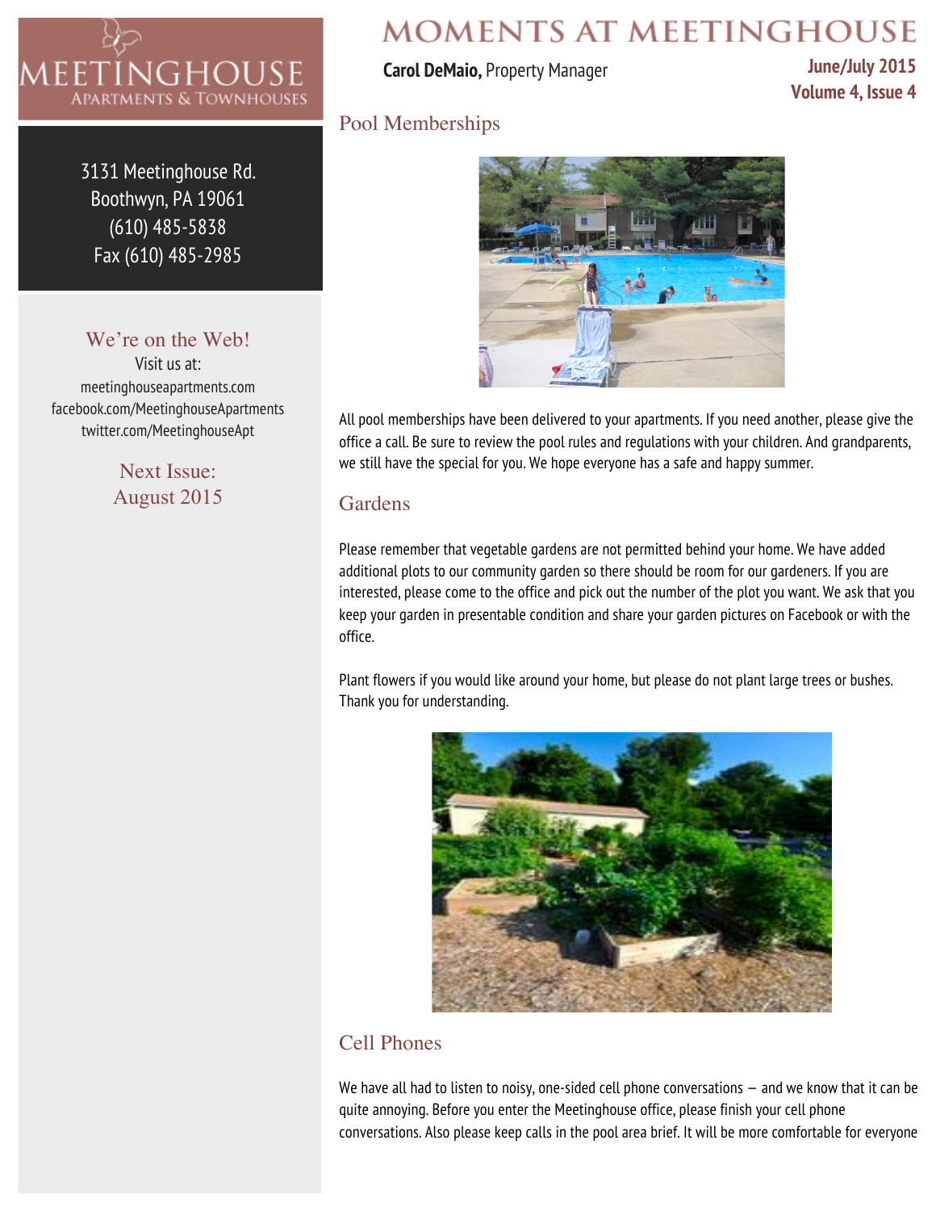# MOMENTS AT MEETINGHOUSE

**Carol DeMaio,** Property Manager

**June/July 2015**
**Volume 4, Issue 4**

MEETINGHOUSE
APARTMENTS & TOWNHOUSES

3131 Meetinghouse Rd.
Boothwyn, PA 19061
(610) 485-5838
Fax (610) 485-2985

We're on the Web!
Visit us at:
meetinghouseapartments.com
facebook.com/MeetinghouseApartments
twitter.com/MeetinghouseApt

Next Issue:
August 2015

## Pool Memberships

All pool memberships have been delivered to your apartments. If you need another, please give the office a call. Be sure to review the pool rules and regulations with your children. And grandparents, we still have the special for you. We hope everyone has a safe and happy summer.

## Gardens

Please remember that vegetable gardens are not permitted behind your home. We have added additional plots to our community garden so there should be room for our gardeners. If you are interested, please come to the office and pick out the number of the plot you want. We ask that you keep your garden in presentable condition and share your garden pictures on Facebook or with the office.

Plant flowers if you would like around your home, but please do not plant large trees or bushes. Thank you for understanding.

## Cell Phones

We have all had to listen to noisy, one-sided cell phone conversations – and we know that it can be quite annoying. Before you enter the Meetinghouse office, please finish your cell phone conversations. Also please keep calls in the pool area brief. It will be more comfortable for everyone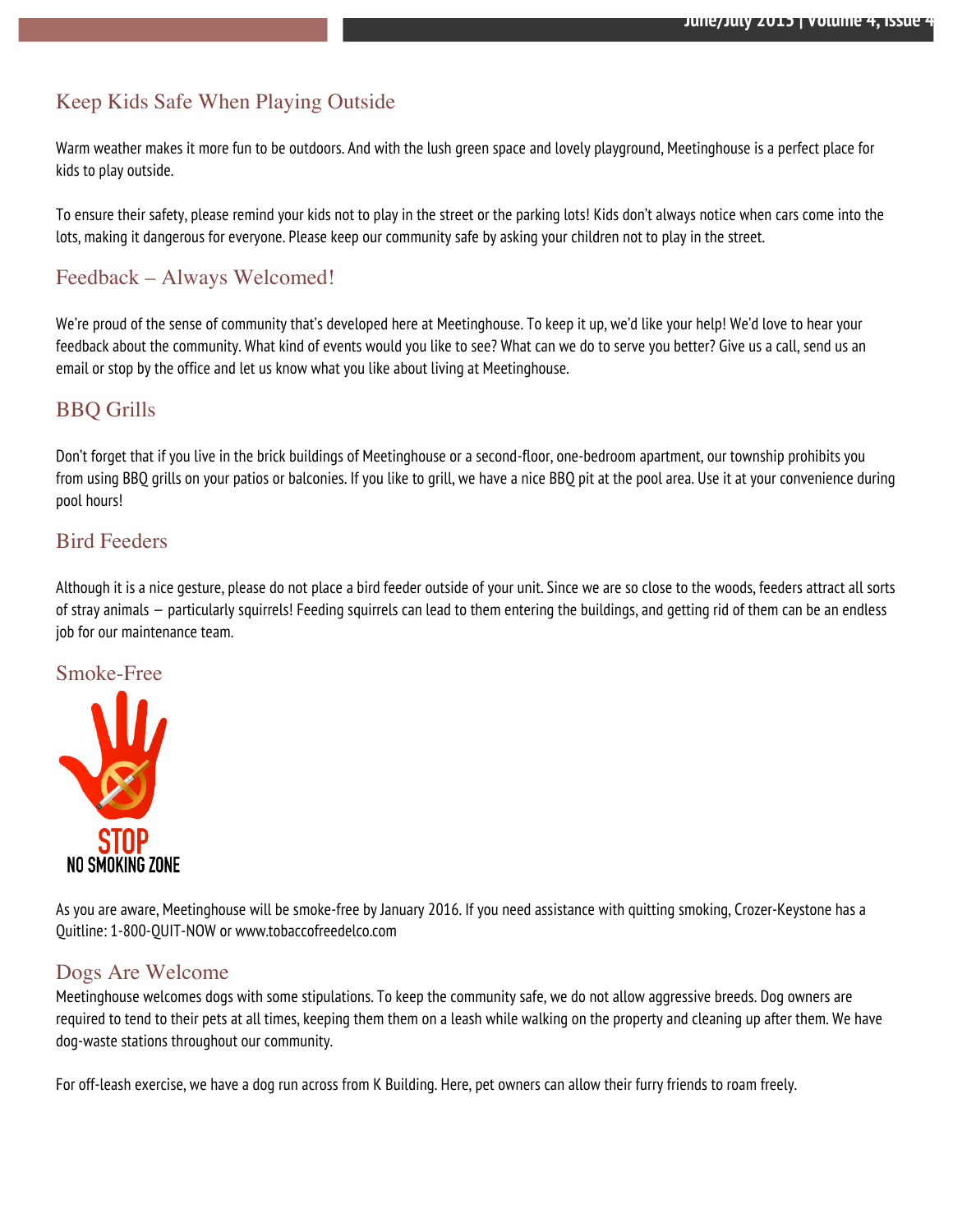## Keep Kids Safe When Playing Outside

Warm weather makes it more fun to be outdoors. And with the lush green space and lovely playground, Meetinghouse is a perfect place for kids to play outside.

To ensure their safety, please remind your kids not to play in the street or the parking lots! Kids don't always notice when cars come into the lots, making it dangerous for everyone. Please keep our community safe by asking your children not to play in the street.

## Feedback – Always Welcomed!

We're proud of the sense of community that's developed here at Meetinghouse. To keep it up, we'd like your help! We'd love to hear your feedback about the community. What kind of events would you like to see? What can we do to serve you better? Give us a call, send us an email or stop by the office and let us know what you like about living at Meetinghouse.

## BBQ Grills

Don't forget that if you live in the brick buildings of Meetinghouse or a second-floor, one-bedroom apartment, our township prohibits you from using BBQ grills on your patios or balconies. If you like to grill, we have a nice BBQ pit at the pool area. Use it at your convenience during pool hours!

## Bird Feeders

Although it is a nice gesture, please do not place a bird feeder outside of your unit. Since we are so close to the woods, feeders attract all sorts of stray animals – particularly squirrels! Feeding squirrels can lead to them entering the buildings, and getting rid of them can be an endless job for our maintenance team.

## Smoke-Free

STOP
NO SMOKING ZONE

As you are aware, Meetinghouse will be smoke-free by January 2016. If you need assistance with quitting smoking, Crozer-Keystone has a Quitline: 1-800-QUIT-NOW or www.tobaccofreedelco.com

## Dogs Are Welcome

Meetinghouse welcomes dogs with some stipulations. To keep the community safe, we do not allow aggressive breeds. Dog owners are required to tend to their pets at all times, keeping them them on a leash while walking on the property and cleaning up after them. We have dog-waste stations throughout our community.

For off-leash exercise, we have a dog run across from K Building. Here, pet owners can allow their furry friends to roam freely.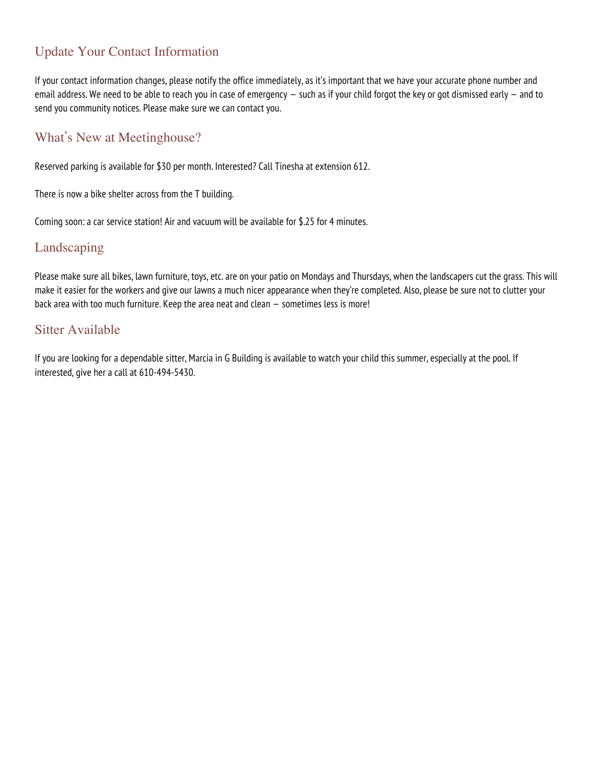## Update Your Contact Information

If your contact information changes, please notify the office immediately, as it's important that we have your accurate phone number and email address. We need to be able to reach you in case of emergency — such as if your child forgot the key or got dismissed early — and to send you community notices. Please make sure we can contact you.

## What's New at Meetinghouse?

Reserved parking is available for $30 per month. Interested? Call Tinesha at extension 612.

There is now a bike shelter across from the T building.

Coming soon: a car service station! Air and vacuum will be available for $.25 for 4 minutes.

## Landscaping

Please make sure all bikes, lawn furniture, toys, etc. are on your patio on Mondays and Thursdays, when the landscapers cut the grass. This will make it easier for the workers and give our lawns a much nicer appearance when they're completed. Also, please be sure not to clutter your back area with too much furniture. Keep the area neat and clean — sometimes less is more!

## Sitter Available

If you are looking for a dependable sitter, Marcia in G Building is available to watch your child this summer, especially at the pool. If interested, give her a call at 610-494-5430.